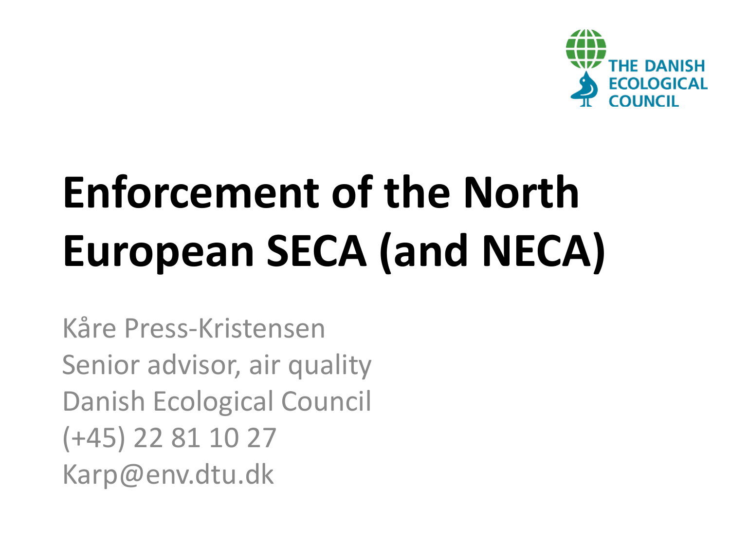THE DANISH ECOLOGICAL COUNCIL

# Enforcement of the North European SECA (and NECA)

Kåre Press-Kristensen
Senior advisor, air quality
Danish Ecological Council
(+45) 22 81 10 27
Karp@env.dtu.dk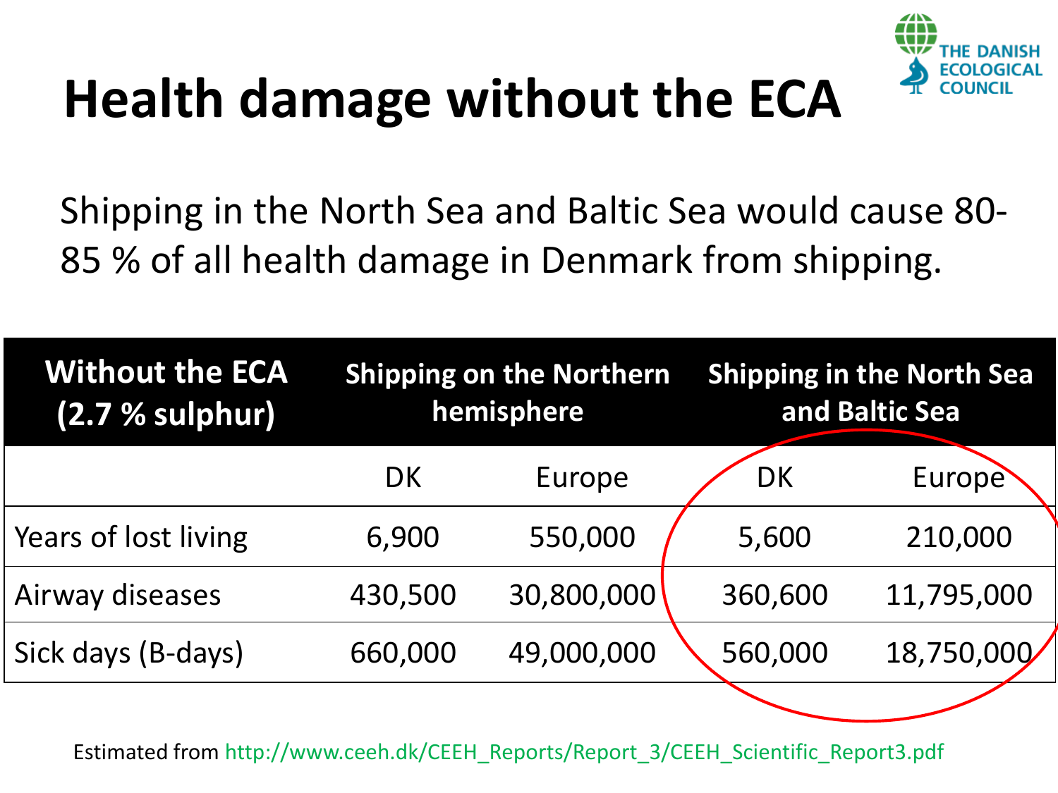# Health damage without the ECA

Shipping in the North Sea and Baltic Sea would cause 80-85 % of all health damage in Denmark from shipping.

| Without the ECA (2.7 % sulphur) | Shipping on the Northern hemisphere | | Shipping in the North Sea and Baltic Sea | |
|---|---|---|---|---|
| | DK | Europe | DK | Europe |
| Years of lost living | 6,900 | 550,000 | 5,600 | 210,000 |
| Airway diseases | 430,500 | 30,800,000 | 360,600 | 11,795,000 |
| Sick days (B-days) | 660,000 | 49,000,000 | 560,000 | 18,750,000 |

Estimated from http://www.ceeh.dk/CEEH_Reports/Report_3/CEEH_Scientific_Report3.pdf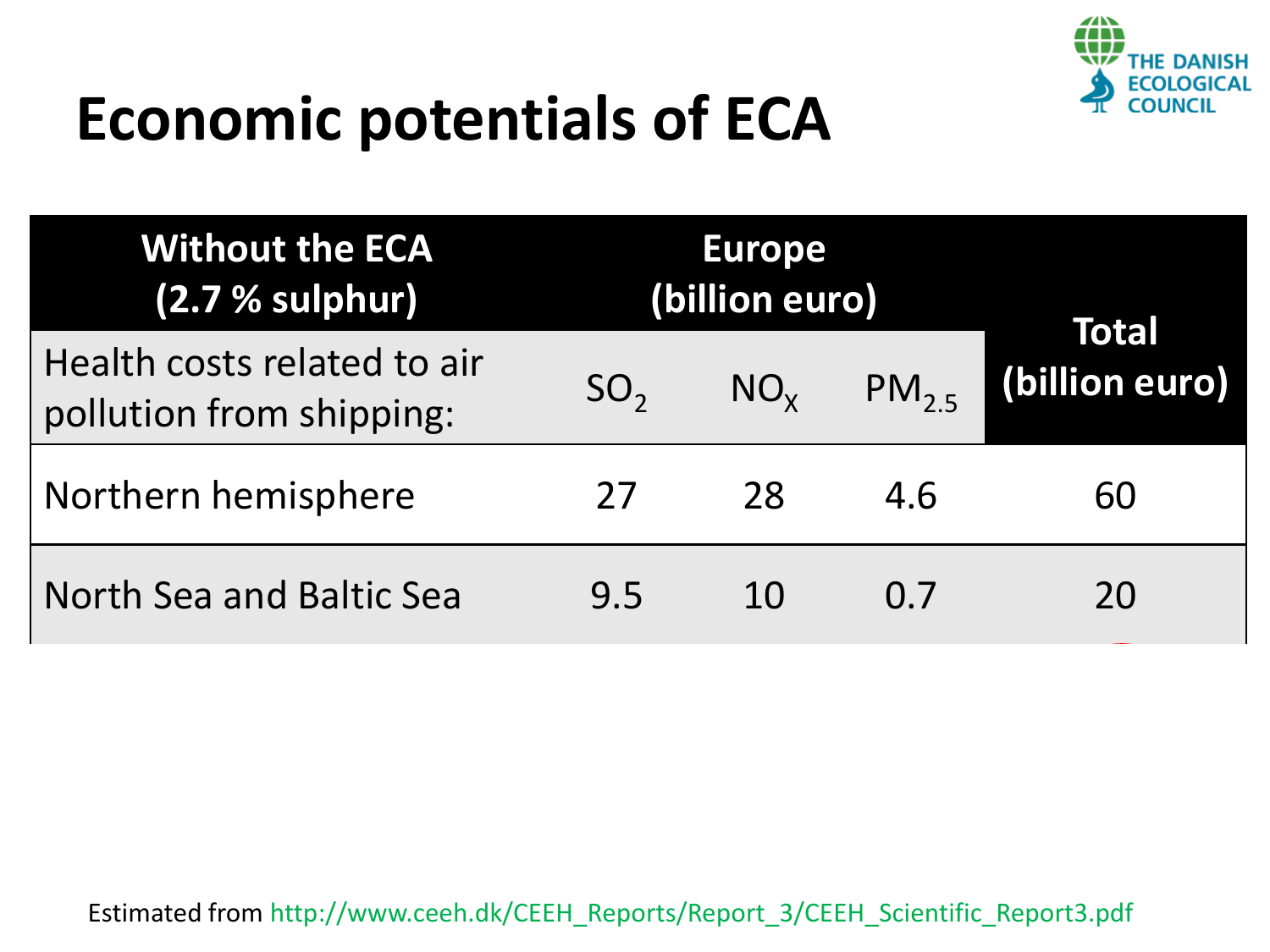# Economic potentials of ECA

| Without the ECA (2.7 % sulphur) | Europe (billion euro) | | | Total (billion euro) |
|---|---|---|---|---|
| Health costs related to air pollution from shipping: | $SO_2$ | $NO_X$ | $PM_{2.5}$ | |
| Northern hemisphere | 27 | 28 | 4.6 | 60 |
| North Sea and Baltic Sea | 9.5 | 10 | 0.7 | 20 |

Estimated from http://www.ceeh.dk/CEEH_Reports/Report_3/CEEH_Scientific_Report3.pdf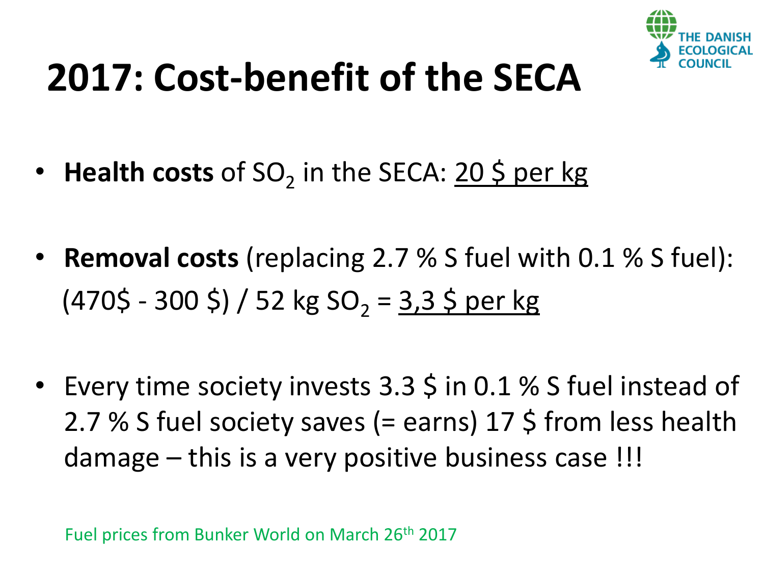# 2017: Cost-benefit of the SECA

- **Health costs** of $SO_2$ in the SECA: <u>20 $ per kg</u>

- **Removal costs** (replacing 2.7 % S fuel with 0.1 % S fuel): (470$ - 300 $) / 52 kg $SO_2$ = <u>3,3 $ per kg</u>

- Every time society invests 3.3 $ in 0.1 % S fuel instead of 2.7 % S fuel society saves (= earns) 17 $ from less health damage – this is a very positive business case !!!

Fuel prices from Bunker World on March 26th 2017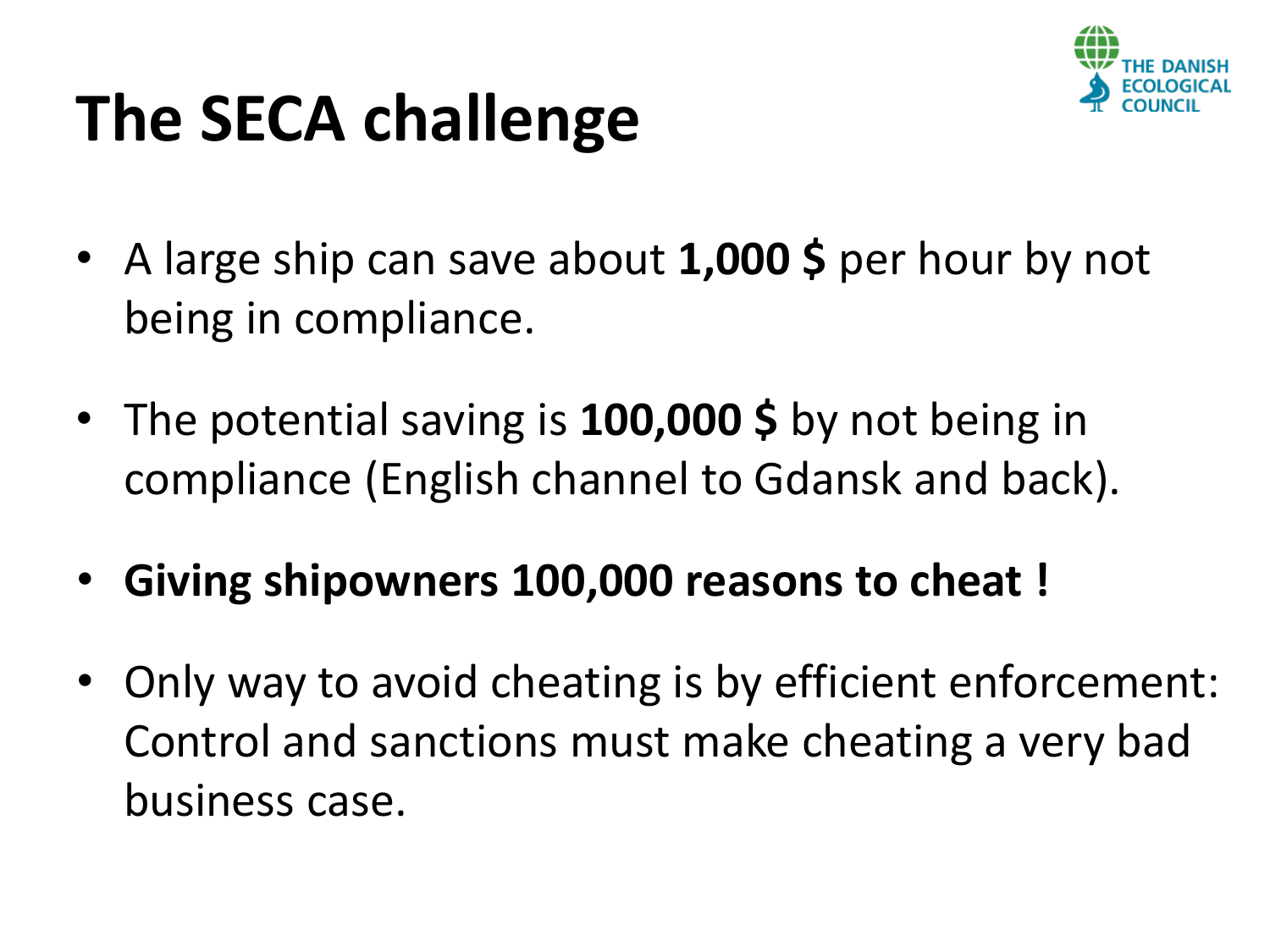# The SECA challenge

- A large ship can save about **1,000 $** per hour by not being in compliance.
- The potential saving is **100,000 $** by not being in compliance (English channel to Gdansk and back).
- **Giving shipowners 100,000 reasons to cheat !**
- Only way to avoid cheating is by efficient enforcement: Control and sanctions must make cheating a very bad business case.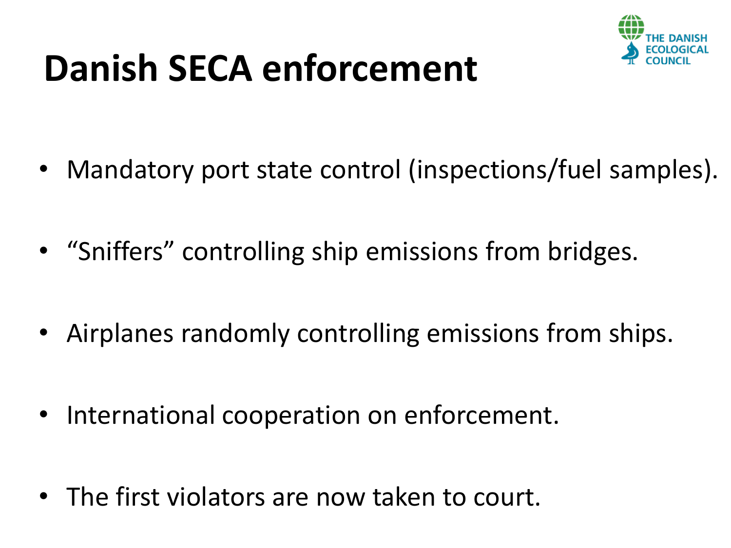# Danish SECA enforcement

- Mandatory port state control (inspections/fuel samples).
- "Sniffers" controlling ship emissions from bridges.
- Airplanes randomly controlling emissions from ships.
- International cooperation on enforcement.
- The first violators are now taken to court.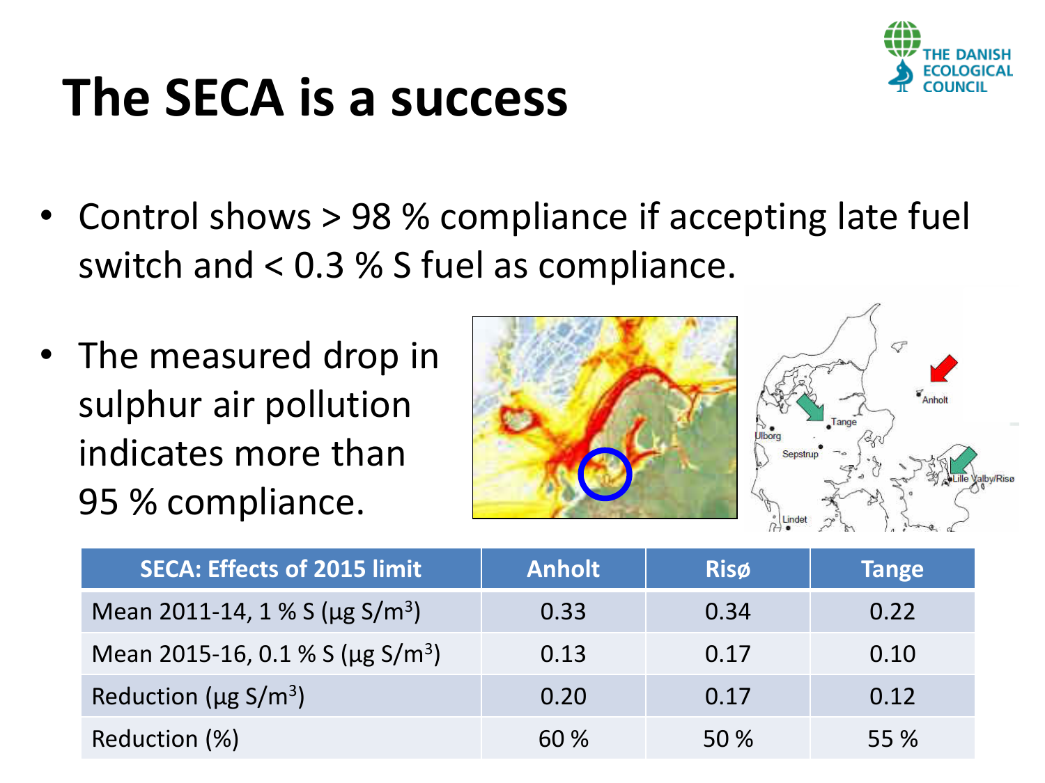# The SECA is a success

- Control shows > 98 % compliance if accepting late fuel switch and < 0.3 % S fuel as compliance.
- The measured drop in sulphur air pollution indicates more than 95 % compliance.

| SECA: Effects of 2015 limit | Anholt | Risø | Tange |
|---|---|---|---|
| Mean 2011-14, 1 % S (μg S/$m^3$) | 0.33 | 0.34 | 0.22 |
| Mean 2015-16, 0.1 % S (μg S/$m^3$) | 0.13 | 0.17 | 0.10 |
| Reduction (μg S/$m^3$) | 0.20 | 0.17 | 0.12 |
| Reduction (%) | 60 % | 50 % | 55 % |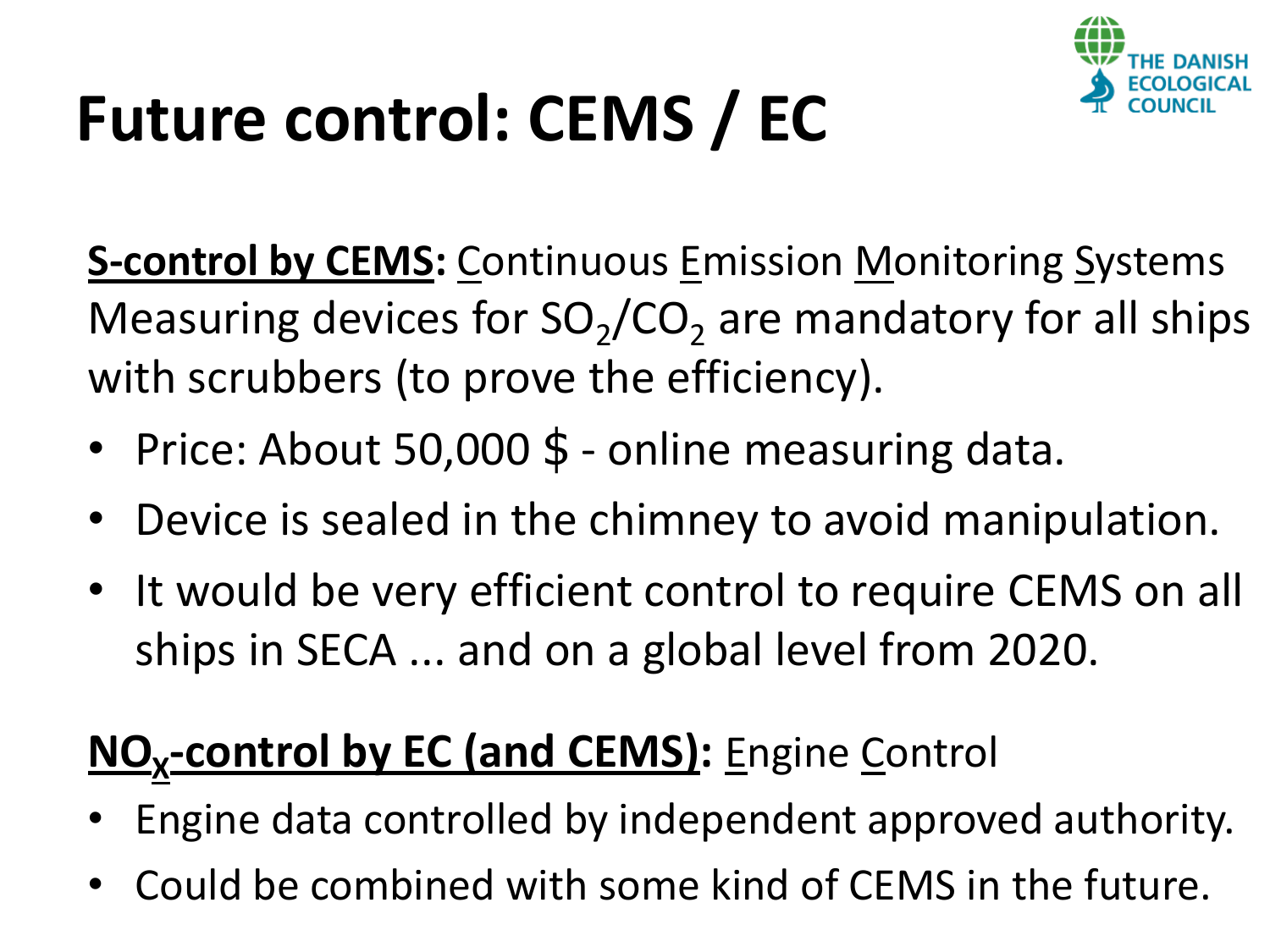# Future control: CEMS / EC

**S-control by CEMS:** Continuous Emission Monitoring Systems
Measuring devices for $SO_2$/$CO_2$ are mandatory for all ships with scrubbers (to prove the efficiency).

- Price: About 50,000 $ - online measuring data.
- Device is sealed in the chimney to avoid manipulation.
- It would be very efficient control to require CEMS on all ships in SECA ... and on a global level from 2020.

**$NO_X$-control by EC (and CEMS):** Engine Control

- Engine data controlled by independent approved authority.
- Could be combined with some kind of CEMS in the future.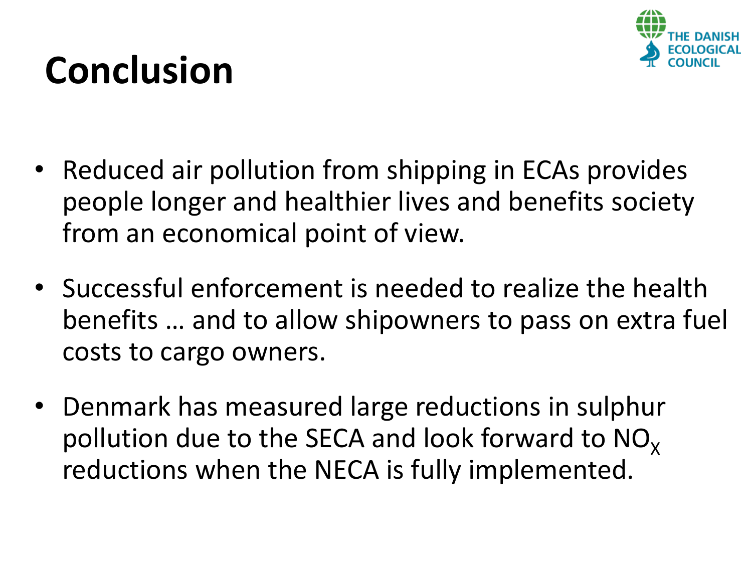# Conclusion

THE DANISH ECOLOGICAL COUNCIL

- Reduced air pollution from shipping in ECAs provides people longer and healthier lives and benefits society from an economical point of view.
- Successful enforcement is needed to realize the health benefits … and to allow shipowners to pass on extra fuel costs to cargo owners.
- Denmark has measured large reductions in sulphur pollution due to the SECA and look forward to $NO_X$ reductions when the NECA is fully implemented.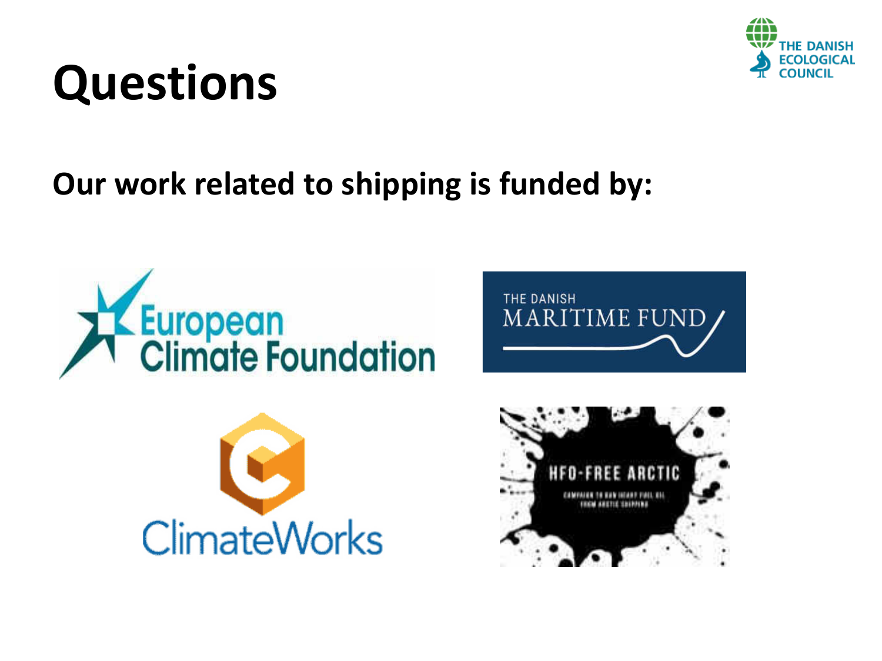# Questions

**Our work related to shipping is funded by:**

European Climate Foundation

THE DANISH MARITIME FUND

ClimateWorks

HFO-FREE ARCTIC

CAMPAIGN TO BAN HEAVY FUEL OIL FROM ARCTIC SHIPPING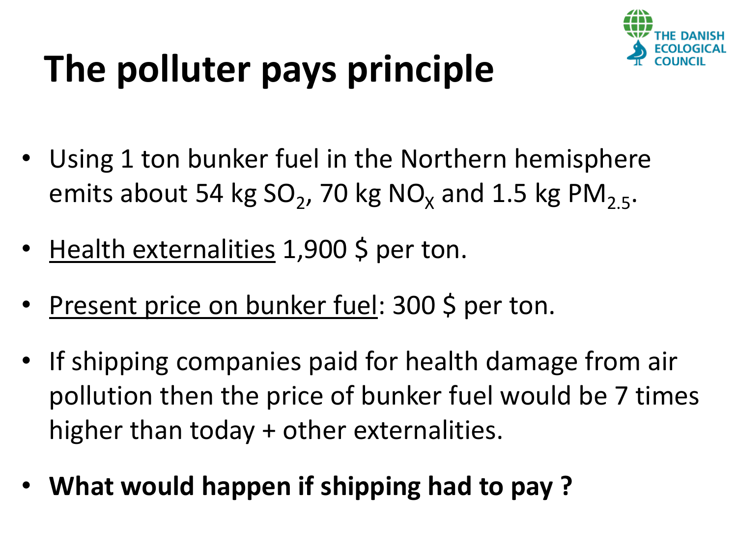# The polluter pays principle

- Using 1 ton bunker fuel in the Northern hemisphere emits about 54 kg $SO_2$, 70 kg $NO_X$ and 1.5 kg $PM_{2.5}$.
- Health externalities 1,900 $ per ton.
- Present price on bunker fuel: 300 $ per ton.
- If shipping companies paid for health damage from air pollution then the price of bunker fuel would be 7 times higher than today + other externalities.
- **What would happen if shipping had to pay ?**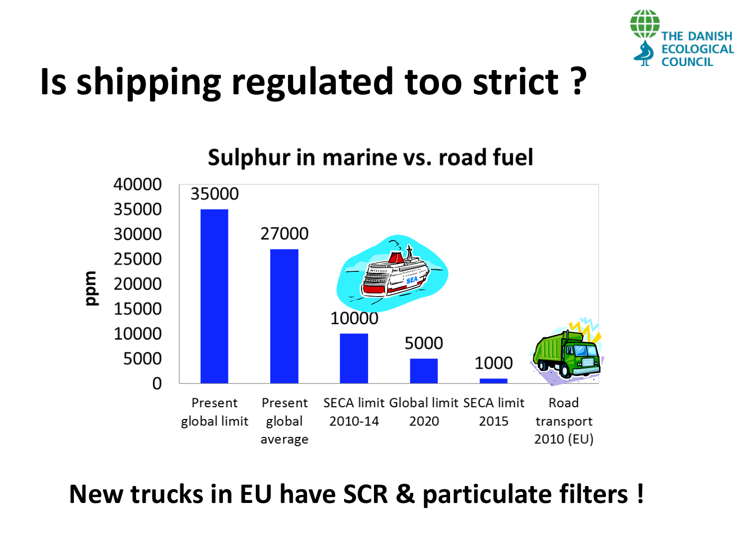# Is shipping regulated too strict ?

**Sulphur in marine vs. road fuel**

| | ppm |
|---|---|
| Present global limit | 35000 |
| Present global average | 27000 |
| SECA limit 2010-14 | 10000 |
| Global limit 2020 | 5000 |
| SECA limit 2015 | 1000 |
| Road transport 2010 (EU) | |

**New trucks in EU have SCR & particulate filters !**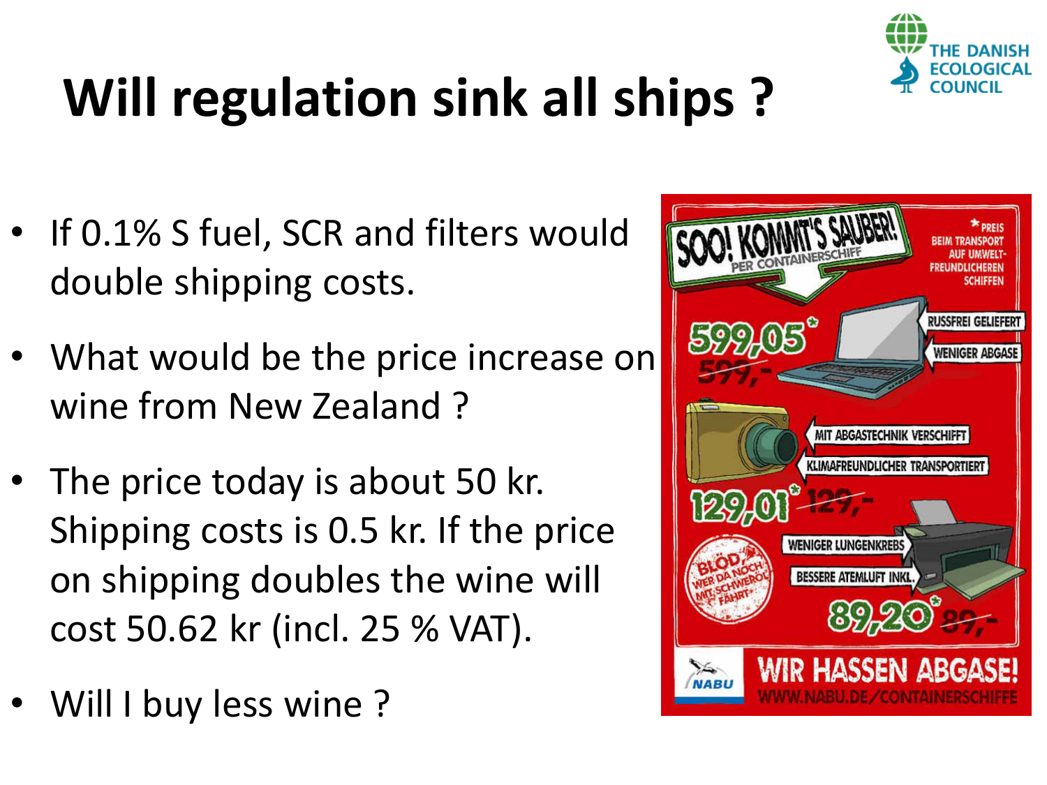# Will regulation sink all ships ?

- If 0.1% S fuel, SCR and filters would double shipping costs.
- What would be the price increase on wine from New Zealand ?
- The price today is about 50 kr. Shipping costs is 0.5 kr. If the price on shipping doubles the wine will cost 50.62 kr (incl. 25 % VAT).
- Will I buy less wine ?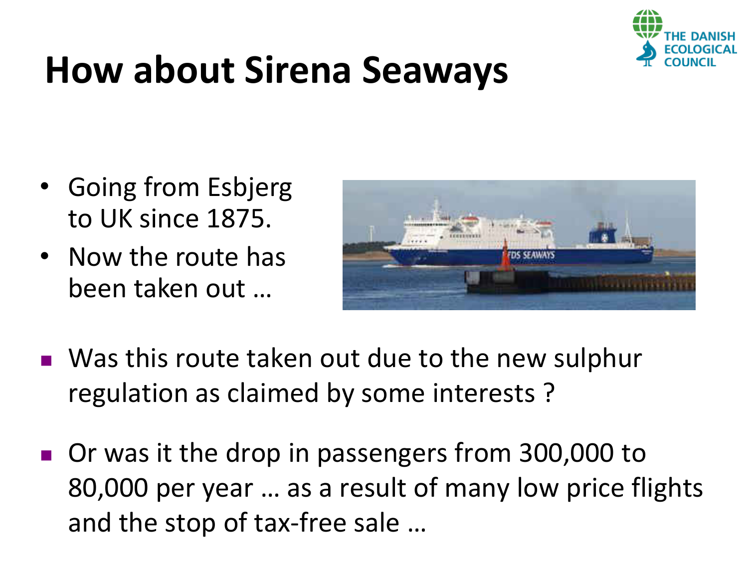# How about Sirena Seaways

- Going from Esbjerg to UK since 1875.
- Now the route has been taken out …

- Was this route taken out due to the new sulphur regulation as claimed by some interests ?
- Or was it the drop in passengers from 300,000 to 80,000 per year … as a result of many low price flights and the stop of tax-free sale …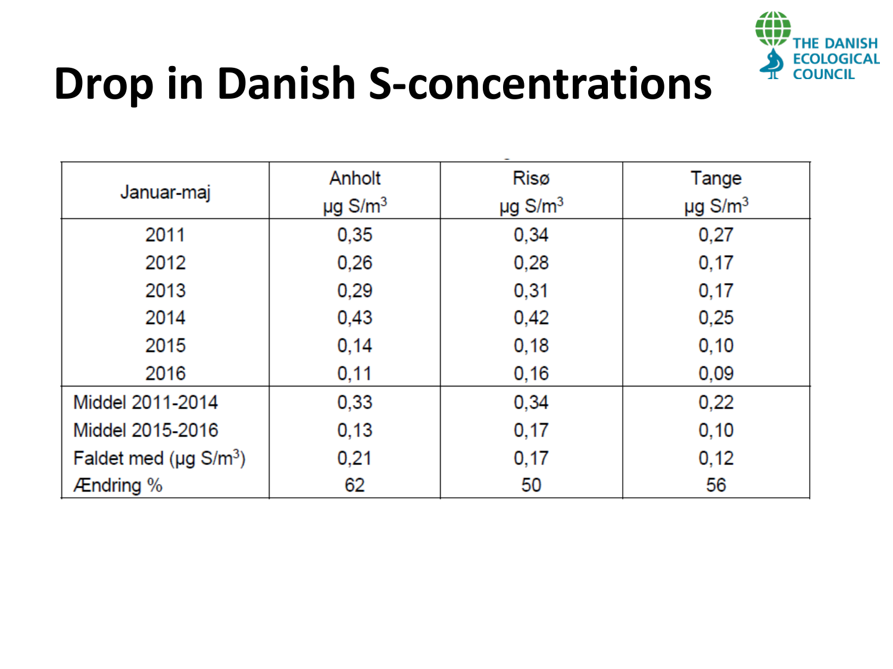# Drop in Danish S-concentrations

| Januar-maj | Anholt µg S/m$^3$ | Risø µg S/m$^3$ | Tange µg S/m$^3$ |
|---|---|---|---|
| 2011 | 0,35 | 0,34 | 0,27 |
| 2012 | 0,26 | 0,28 | 0,17 |
| 2013 | 0,29 | 0,31 | 0,17 |
| 2014 | 0,43 | 0,42 | 0,25 |
| 2015 | 0,14 | 0,18 | 0,10 |
| 2016 | 0,11 | 0,16 | 0,09 |
| Middel 2011-2014 | 0,33 | 0,34 | 0,22 |
| Middel 2015-2016 | 0,13 | 0,17 | 0,10 |
| Faldet med (µg S/m$^3$) | 0,21 | 0,17 | 0,12 |
| Ændring % | 62 | 50 | 56 |